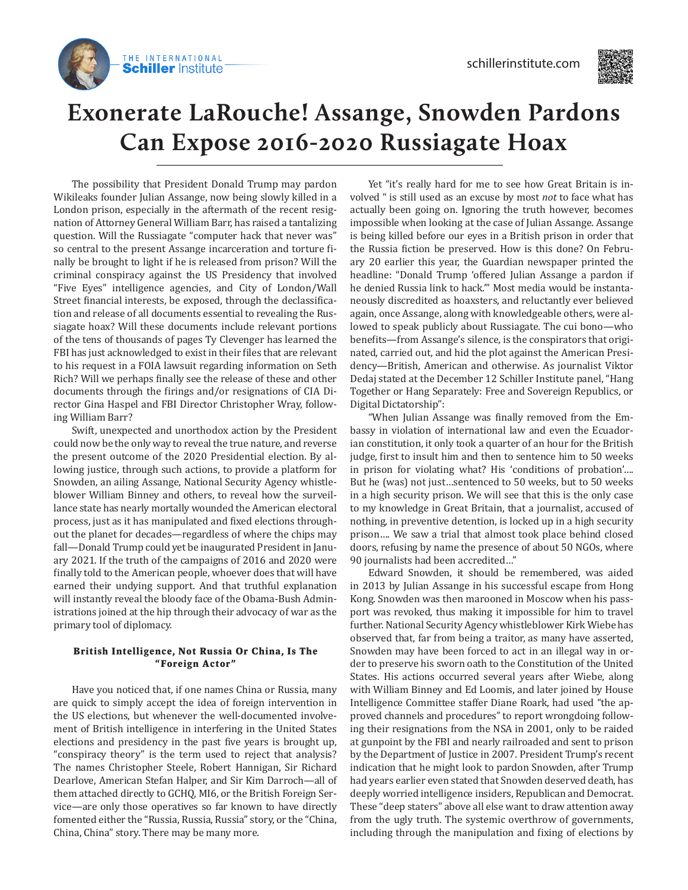# Exonerate LaRouche! Assange, Snowden Pardons Can Expose 2016-2020 Russiagate Hoax

The possibility that President Donald Trump may pardon Wikileaks founder Julian Assange, now being slowly killed in a London prison, especially in the aftermath of the recent resignation of Attorney General William Barr, has raised a tantalizing question. Will the Russiagate "computer hack that never was" so central to the present Assange incarceration and torture finally be brought to light if he is released from prison? Will the criminal conspiracy against the US Presidency that involved "Five Eyes" intelligence agencies, and City of London/Wall Street financial interests, be exposed, through the declassification and release of all documents essential to revealing the Russiagate hoax? Will these documents include relevant portions of the tens of thousands of pages Ty Clevenger has learned the FBI has just acknowledged to exist in their files that are relevant to his request in a FOIA lawsuit regarding information on Seth Rich? Will we perhaps finally see the release of these and other documents through the firings and/or resignations of CIA Director Gina Haspel and FBI Director Christopher Wray, following William Barr?

Swift, unexpected and unorthodox action by the President could now be the only way to reveal the true nature, and reverse the present outcome of the 2020 Presidential election. By allowing justice, through such actions, to provide a platform for Snowden, an ailing Assange, National Security Agency whistleblower William Binney and others, to reveal how the surveillance state has nearly mortally wounded the American electoral process, just as it has manipulated and fixed elections throughout the planet for decades—regardless of where the chips may fall—Donald Trump could yet be inaugurated President in January 2021. If the truth of the campaigns of 2016 and 2020 were finally told to the American people, whoever does that will have earned their undying support. And that truthful explanation will instantly reveal the bloody face of the Obama-Bush Administrations joined at the hip through their advocacy of war as the primary tool of diplomacy.

#### British Intelligence, Not Russia Or China, Is The "Foreign Actor"

Have you noticed that, if one names China or Russia, many are quick to simply accept the idea of foreign intervention in the US elections, but whenever the well-documented involvement of British intelligence in interfering in the United States elections and presidency in the past five years is brought up, "conspiracy theory" is the term used to reject that analysis? The names Christopher Steele, Robert Hannigan, Sir Richard Dearlove, American Stefan Halper, and Sir Kim Darroch—all of them attached directly to GCHQ, MI6, or the British Foreign Service—are only those operatives so far known to have directly fomented either the "Russia, Russia, Russia" story, or the "China, China, China" story. There may be many more.

Yet "it's really hard for me to see how Great Britain is involved " is still used as an excuse by most *not* to face what has actually been going on. Ignoring the truth however, becomes impossible when looking at the case of Julian Assange. Assange is being killed before our eyes in a British prison in order that the Russia fiction be preserved. How is this done? On February 20 earlier this year, the Guardian newspaper printed the headline: "Donald Trump 'offered Julian Assange a pardon if he denied Russia link to hack.'" Most media would be instantaneously discredited as hoaxsters, and reluctantly ever believed again, once Assange, along with knowledgeable others, were allowed to speak publicly about Russiagate. The cui bono—who benefits—from Assange's silence, is the conspirators that originated, carried out, and hid the plot against the American Presidency—British, American and otherwise. As journalist Viktor Dedaj stated at the December 12 Schiller Institute panel, "Hang Together or Hang Separately: Free and Sovereign Republics, or Digital Dictatorship":

"When Julian Assange was finally removed from the Embassy in violation of international law and even the Ecuadorian constitution, it only took a quarter of an hour for the British judge, first to insult him and then to sentence him to 50 weeks in prison for violating what? His 'conditions of probation'.... But he (was) not just...sentenced to 50 weeks, but to 50 weeks in a high security prison. We will see that this is the only case to my knowledge in Great Britain, that a journalist, accused of nothing, in preventive detention, is locked up in a high security prison.... We saw a trial that almost took place behind closed doors, refusing by name the presence of about 50 NGOs, where 90 journalists had been accredited..."

Edward Snowden, it should be remembered, was aided in 2013 by Julian Assange in his successful escape from Hong Kong. Snowden was then marooned in Moscow when his passport was revoked, thus making it impossible for him to travel further. National Security Agency whistleblower Kirk Wiebe has observed that, far from being a traitor, as many have asserted, Snowden may have been forced to act in an illegal way in order to preserve his sworn oath to the Constitution of the United States. His actions occurred several years after Wiebe, along with William Binney and Ed Loomis, and later joined by House Intelligence Committee staffer Diane Roark, had used "the approved channels and procedures" to report wrongdoing following their resignations from the NSA in 2001, only to be raided at gunpoint by the FBI and nearly railroaded and sent to prison by the Department of Justice in 2007. President Trump's recent indication that he might look to pardon Snowden, after Trump had years earlier even stated that Snowden deserved death, has deeply worried intelligence insiders, Republican and Democrat. These "deep staters" above all else want to draw attention away from the ugly truth. The systemic overthrow of governments, including through the manipulation and fixing of elections by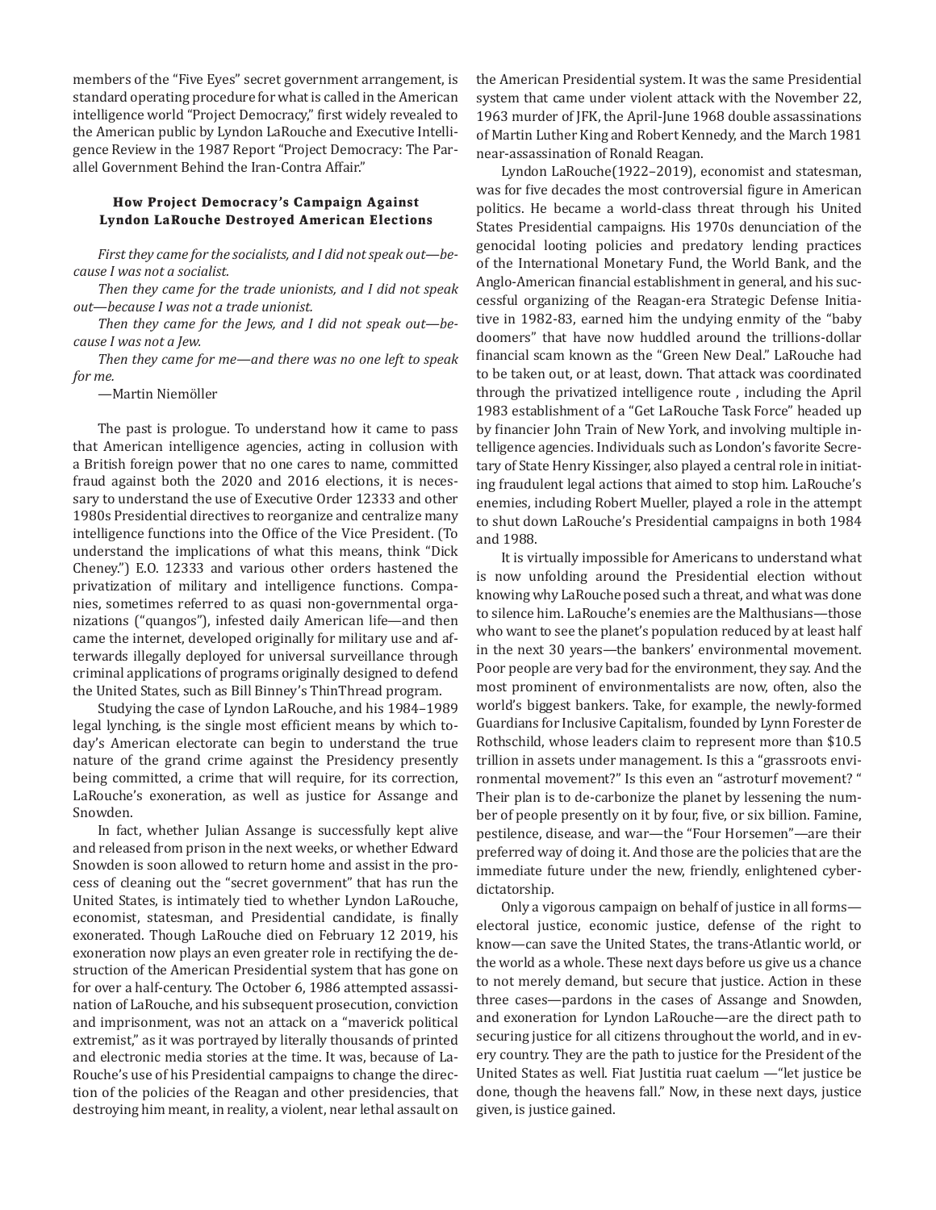members of the "Five Eyes" secret government arrangement, is standard operating procedure for what is called in the American intelligence world "Project Democracy," first widely revealed to the American public by Lyndon LaRouche and Executive Intelligence Review in the 1987 Report "Project Democracy: The Parallel Government Behind the Iran-Contra Affair."

### How Project Democracy's Campaign Against Lyndon LaRouche Destroyed American Elections

*First they came for the socialists, and I did not speak out—because I was not a socialist.*

*Then they came for the trade unionists, and I did not speak out—because I was not a trade unionist.*

*Then they came for the Jews, and I did not speak out—because I was not a Jew.*

*Then they came for me—and there was no one left to speak for me.*

—Martin Niemöller

The past is prologue. To understand how it came to pass that American intelligence agencies, acting in collusion with a British foreign power that no one cares to name, committed fraud against both the 2020 and 2016 elections, it is necessary to understand the use of Executive Order 12333 and other 1980s Presidential directives to reorganize and centralize many intelligence functions into the Office of the Vice President. (To understand the implications of what this means, think "Dick Cheney.") E.O. 12333 and various other orders hastened the privatization of military and intelligence functions. Companies, sometimes referred to as quasi non-governmental organizations ("quangos"), infested daily American life—and then came the internet, developed originally for military use and afterwards illegally deployed for universal surveillance through criminal applications of programs originally designed to defend the United States, such as Bill Binney's ThinThread program.

Studying the case of Lyndon LaRouche, and his 1984–1989 legal lynching, is the single most efficient means by which today's American electorate can begin to understand the true nature of the grand crime against the Presidency presently being committed, a crime that will require, for its correction, LaRouche's exoneration, as well as justice for Assange and Snowden.

In fact, whether Julian Assange is successfully kept alive and released from prison in the next weeks, or whether Edward Snowden is soon allowed to return home and assist in the process of cleaning out the "secret government" that has run the United States, is intimately tied to whether Lyndon LaRouche, economist, statesman, and Presidential candidate, is finally exonerated. Though LaRouche died on February 12 2019, his exoneration now plays an even greater role in rectifying the destruction of the American Presidential system that has gone on for over a half-century. The October 6, 1986 attempted assassination of LaRouche, and his subsequent prosecution, conviction and imprisonment, was not an attack on a "maverick political extremist," as it was portrayed by literally thousands of printed and electronic media stories at the time. It was, because of LaRouche's use of his Presidential campaigns to change the direction of the policies of the Reagan and other presidencies, that destroying him meant, in reality, a violent, near lethal assault on the American Presidential system. It was the same Presidential system that came under violent attack with the November 22, 1963 murder of JFK, the April-June 1968 double assassinations of Martin Luther King and Robert Kennedy, and the March 1981 near-assassination of Ronald Reagan.

Lyndon LaRouche(1922–2019), economist and statesman, was for five decades the most controversial figure in American politics. He became a world-class threat through his United States Presidential campaigns. His 1970s denunciation of the genocidal looting policies and predatory lending practices of the International Monetary Fund, the World Bank, and the Anglo-American financial establishment in general, and his successful organizing of the Reagan-era Strategic Defense Initiative in 1982-83, earned him the undying enmity of the "baby doomers" that have now huddled around the trillions-dollar financial scam known as the "Green New Deal." LaRouche had to be taken out, or at least, down. That attack was coordinated through the privatized intelligence route , including the April 1983 establishment of a "Get LaRouche Task Force" headed up by financier John Train of New York, and involving multiple intelligence agencies. Individuals such as London's favorite Secretary of State Henry Kissinger, also played a central role in initiating fraudulent legal actions that aimed to stop him. LaRouche's enemies, including Robert Mueller, played a role in the attempt to shut down LaRouche's Presidential campaigns in both 1984 and 1988.

It is virtually impossible for Americans to understand what is now unfolding around the Presidential election without knowing why LaRouche posed such a threat, and what was done to silence him. LaRouche's enemies are the Malthusians—those who want to see the planet's population reduced by at least half in the next 30 years—the bankers' environmental movement. Poor people are very bad for the environment, they say. And the most prominent of environmentalists are now, often, also the world's biggest bankers. Take, for example, the newly-formed Guardians for Inclusive Capitalism, founded by Lynn Forester de Rothschild, whose leaders claim to represent more than $10.5 trillion in assets under management. Is this a "grassroots environmental movement?" Is this even an "astroturf movement? " Their plan is to de-carbonize the planet by lessening the number of people presently on it by four, five, or six billion. Famine, pestilence, disease, and war—the "Four Horsemen"—are their preferred way of doing it. And those are the policies that are the immediate future under the new, friendly, enlightened cyber-dictatorship.

Only a vigorous campaign on behalf of justice in all forms—electoral justice, economic justice, defense of the right to know—can save the United States, the trans-Atlantic world, or the world as a whole. These next days before us give us a chance to not merely demand, but secure that justice. Action in these three cases—pardons in the cases of Assange and Snowden, and exoneration for Lyndon LaRouche—are the direct path to securing justice for all citizens throughout the world, and in every country. They are the path to justice for the President of the United States as well. Fiat Justitia ruat caelum —"let justice be done, though the heavens fall." Now, in these next days, justice given, is justice gained.